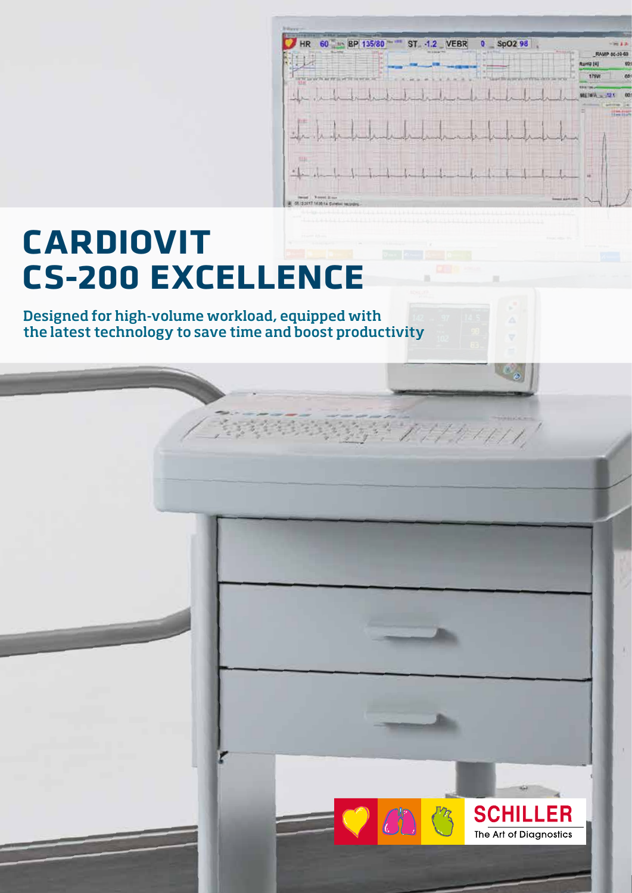# CARDIOVIT CS-200 EXCELLENCE

**Designed for high-volume workload, equipped with the latest technology to save time and boost productivity**

SCHILLER
The Art of Diagnostics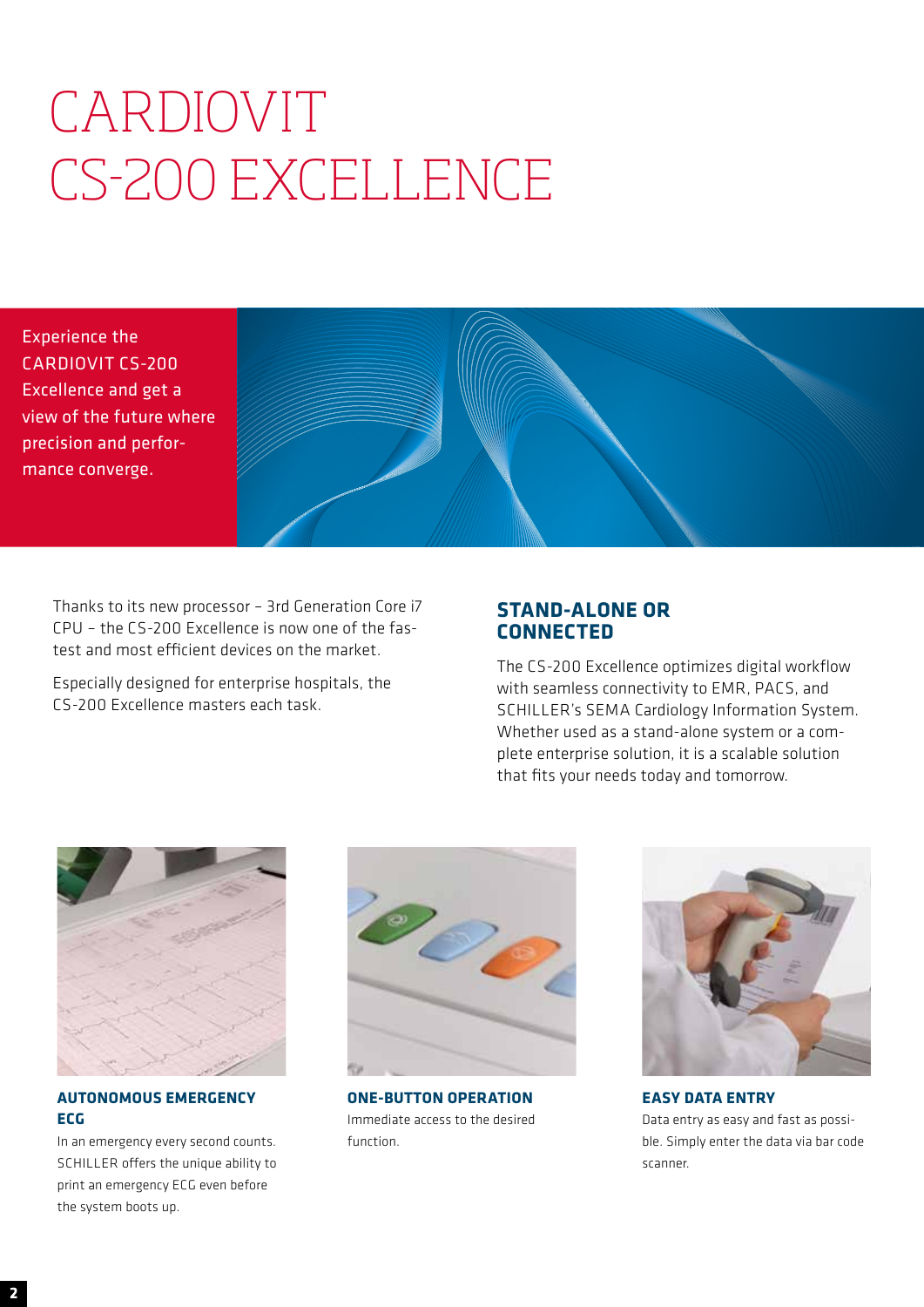# CARDIOVIT CS-200 EXCELLENCE

Experience the CARDIOVIT CS-200 Excellence and get a view of the future where precision and performance converge.

Thanks to its new processor – 3rd Generation Core i7 CPU – the CS-200 Excellence is now one of the fastest and most efficient devices on the market.

Especially designed for enterprise hospitals, the CS-200 Excellence masters each task.

## STAND-ALONE OR CONNECTED

The CS-200 Excellence optimizes digital workflow with seamless connectivity to EMR, PACS, and SCHILLER's SEMA Cardiology Information System. Whether used as a stand-alone system or a complete enterprise solution, it is a scalable solution that fits your needs today and tomorrow.

### AUTONOMOUS EMERGENCY ECG

In an emergency every second counts. SCHILLER offers the unique ability to print an emergency ECG even before the system boots up.

### ONE-BUTTON OPERATION

Immediate access to the desired function.

### EASY DATA ENTRY

Data entry as easy and fast as possible. Simply enter the data via bar code scanner.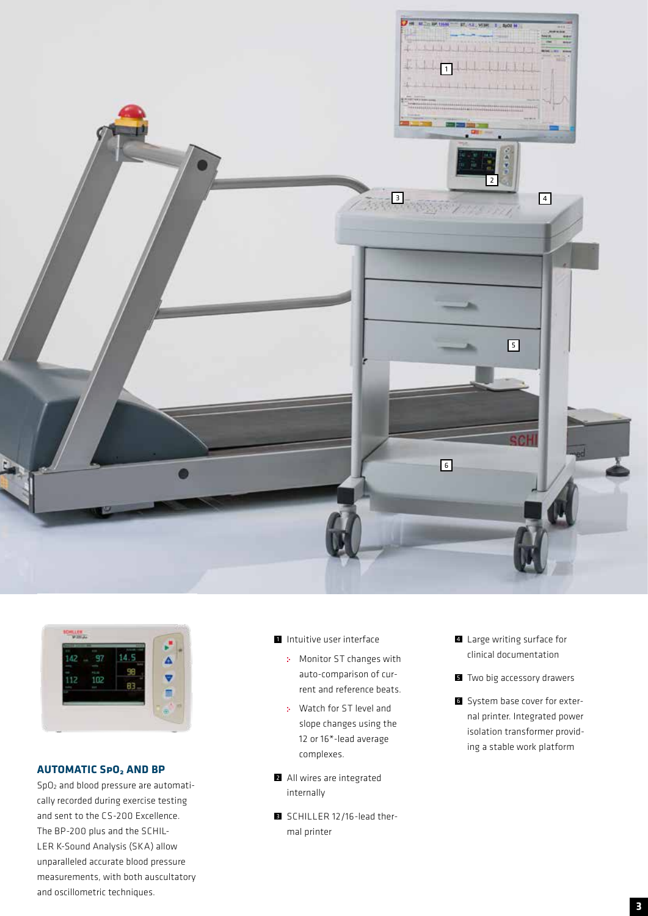## AUTOMATIC $SpO_2$ AND BP

$SpO_2$ and blood pressure are automatically recorded during exercise testing and sent to the CS-200 Excellence. The BP-200 plus and the SCHILLER K-Sound Analysis (SKA) allow unparalleled accurate blood pressure measurements, with both auscultatory and oscillometric techniques.

1. Intuitive user interface
   - Monitor ST changes with auto-comparison of current and reference beats.
   - Watch for ST level and slope changes using the 12 or 16*-lead average complexes.
2. All wires are integrated internally
3. SCHILLER 12/16-lead thermal printer
4. Large writing surface for clinical documentation
5. Two big accessory drawers
6. System base cover for external printer. Integrated power isolation transformer providing a stable work platform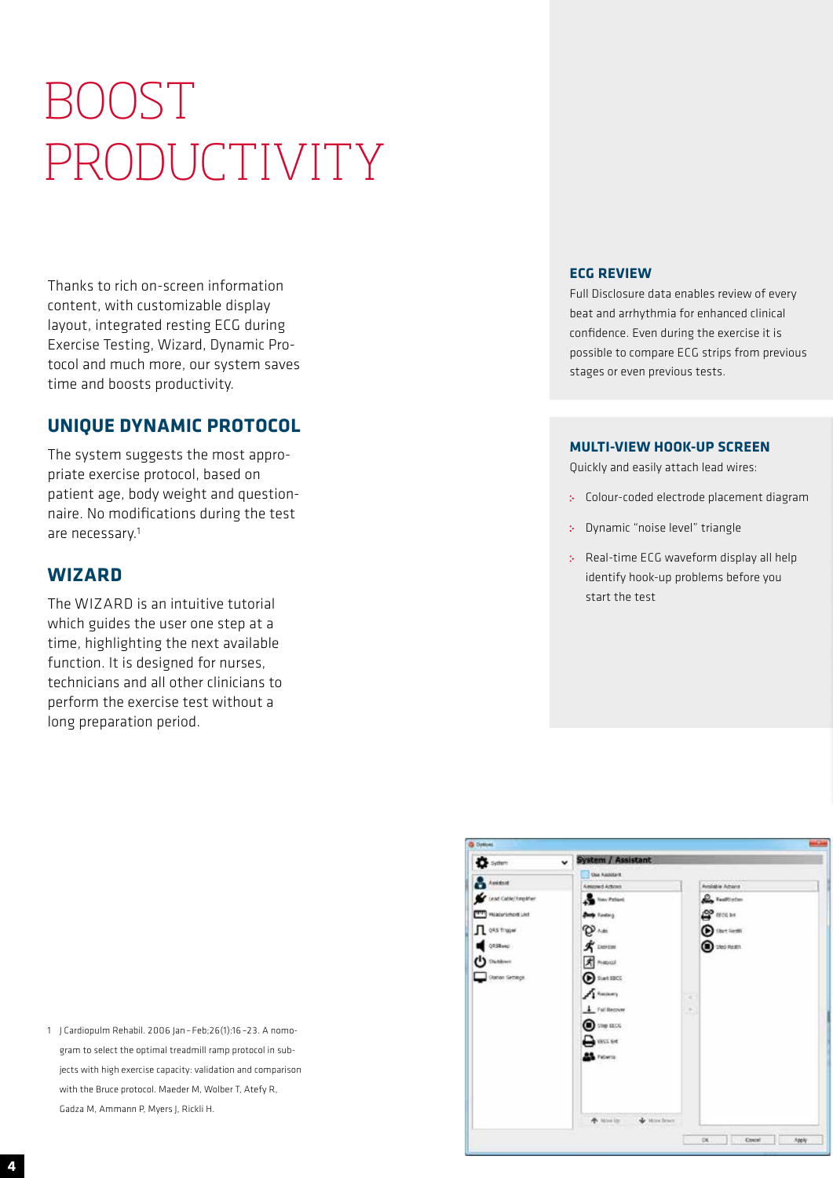# BOOST PRODUCTIVITY

Thanks to rich on-screen information content, with customizable display layout, integrated resting ECG during Exercise Testing, Wizard, Dynamic Protocol and much more, our system saves time and boosts productivity.

## UNIQUE DYNAMIC PROTOCOL

The system suggests the most appropriate exercise protocol, based on patient age, body weight and questionnaire. No modifications during the test are necessary.[1]

## WIZARD

The WIZARD is an intuitive tutorial which guides the user one step at a time, highlighting the next available function. It is designed for nurses, technicians and all other clinicians to perform the exercise test without a long preparation period.

## ECG REVIEW

Full Disclosure data enables review of every beat and arrhythmia for enhanced clinical confidence. Even during the exercise it is possible to compare ECG strips from previous stages or even previous tests.

## MULTI-VIEW HOOK-UP SCREEN

Quickly and easily attach lead wires:

- Colour-coded electrode placement diagram
- Dynamic "noise level" triangle
- Real-time ECG waveform display all help identify hook-up problems before you start the test

1 J Cardiopulm Rehabil. 2006 Jan–Feb;26(1):16–23. A nomogram to select the optimal treadmill ramp protocol in subjects with high exercise capacity: validation and comparison with the Bruce protocol. Maeder M, Wolber T, Atefy R, Gadza M, Ammann P, Myers J, Rickli H.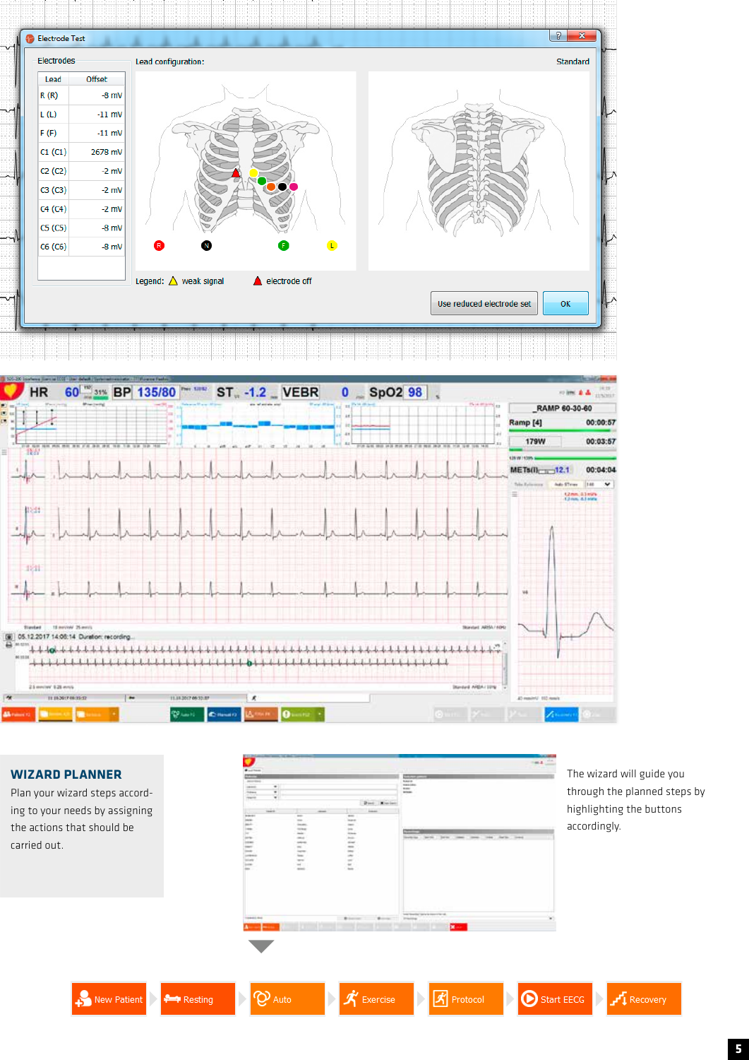Electrode Test

Electrodes

| Lead | Offset |
|---|---|
| R (R) | -8 mV |
| L (L) | -11 mV |
| F (F) | -11 mV |
| C1 (C1) | 2678 mV |
| C2 (C2) | -2 mV |
| C3 (C3) | -2 mV |
| C4 (C4) | -2 mV |
| C5 (C5) | -8 mV |
| C6 (C6) | -8 mV |

Lead configuration: Standard

Legend: weak signal — electrode off

Use reduced electrode set — OK

## WIZARD PLANNER

Plan your wizard steps according to your needs by assigning the actions that should be carried out.

The wizard will guide you through the planned steps by highlighting the buttons accordingly.

New Patient → Resting → Auto → Exercise → Protocol → Start EECG → Recovery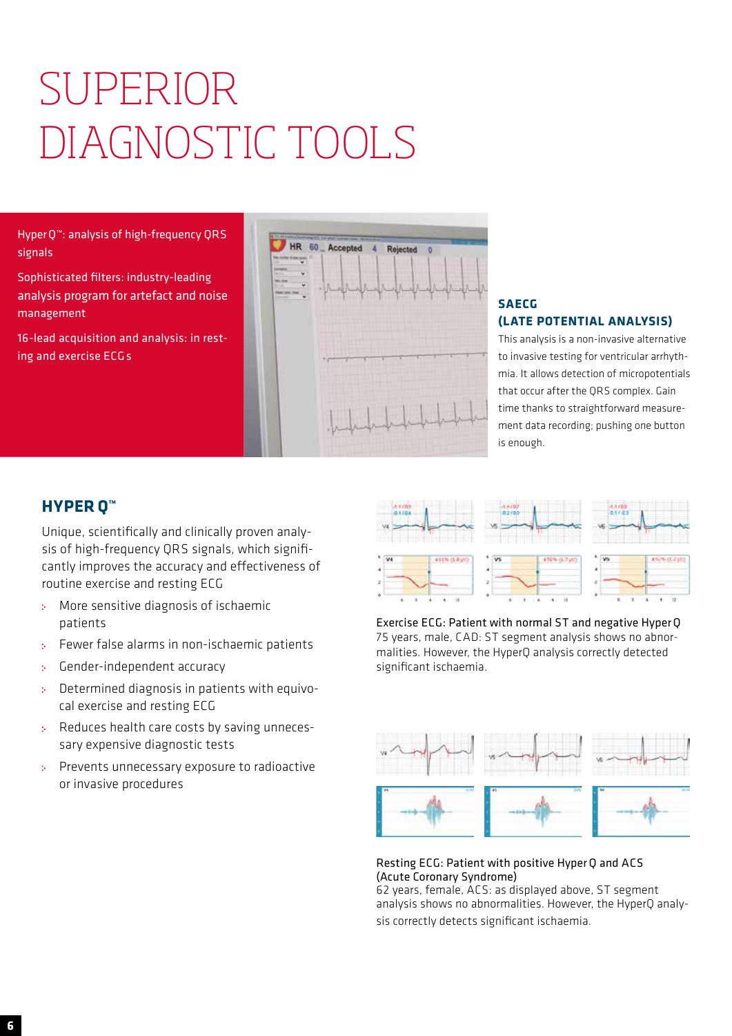# SUPERIOR DIAGNOSTIC TOOLS

Hyper Q™: analysis of high-frequency QRS signals

Sophisticated filters: industry-leading analysis program for artefact and noise management

16-lead acquisition and analysis: in resting and exercise ECGs

### SAECG (LATE POTENTIAL ANALYSIS)

This analysis is a non-invasive alternative to invasive testing for ventricular arrhythmia. It allows detection of micropotentials that occur after the QRS complex. Gain time thanks to straightforward measurement data recording; pushing one button is enough.

## HYPER Q™

Unique, scientifically and clinically proven analysis of high-frequency QRS signals, which significantly improves the accuracy and effectiveness of routine exercise and resting ECG

- More sensitive diagnosis of ischaemic patients
- Fewer false alarms in non-ischaemic patients
- Gender-independent accuracy
- Determined diagnosis in patients with equivocal exercise and resting ECG
- Reduces health care costs by saving unnecessary expensive diagnostic tests
- Prevents unnecessary exposure to radioactive or invasive procedures

Exercise ECG: Patient with normal ST and negative Hyper Q
75 years, male, CAD: ST segment analysis shows no abnormalities. However, the HyperQ analysis correctly detected significant ischaemia.

Resting ECG: Patient with positive Hyper Q and ACS (Acute Coronary Syndrome)
62 years, female, ACS: as displayed above, ST segment analysis shows no abnormalities. However, the HyperQ analysis correctly detects significant ischaemia.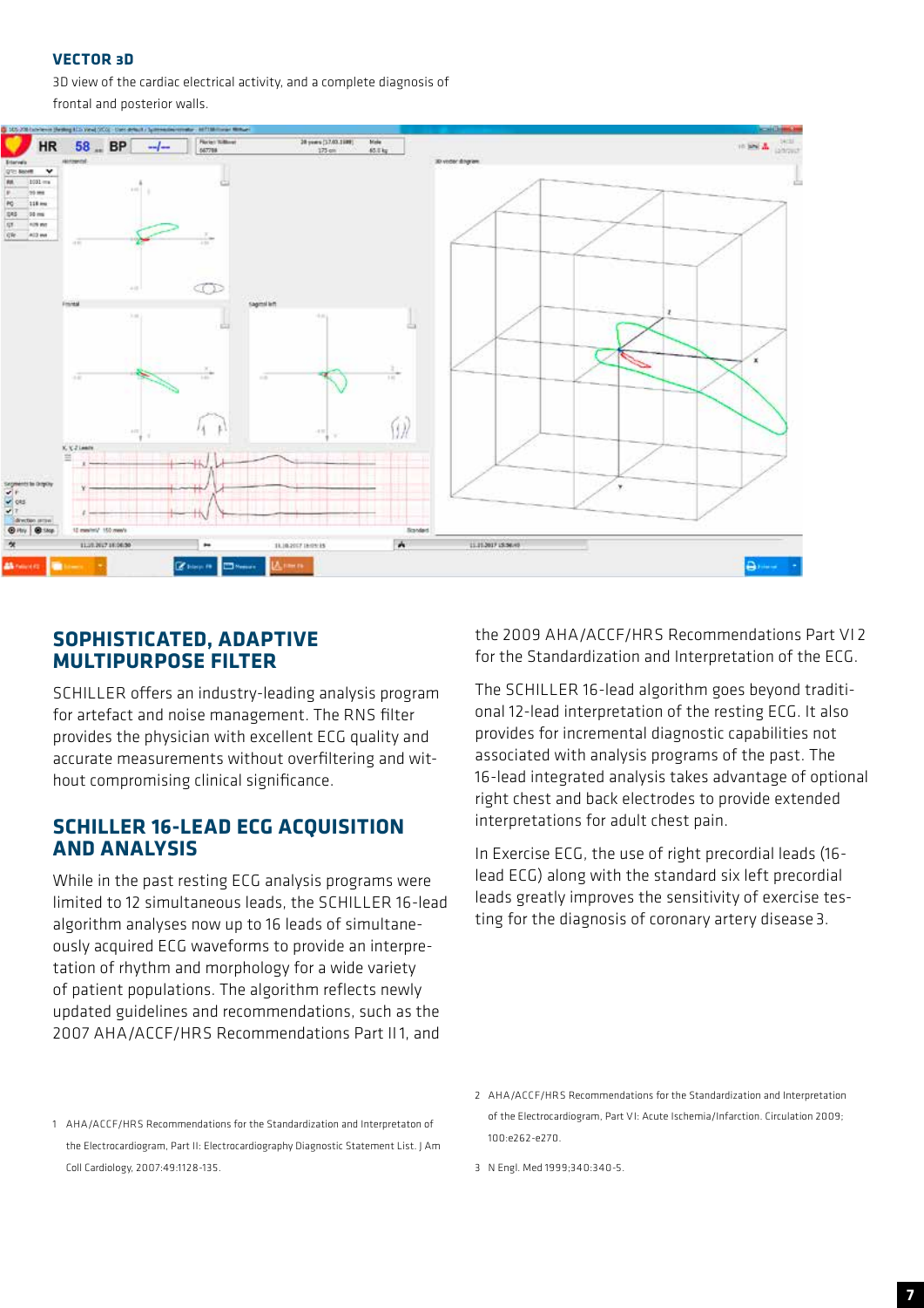### VECTOR 3D

3D view of the cardiac electrical activity, and a complete diagnosis of frontal and posterior walls.

## SOPHISTICATED, ADAPTIVE MULTIPURPOSE FILTER

SCHILLER offers an industry-leading analysis program for artefact and noise management. The RNS filter provides the physician with excellent ECG quality and accurate measurements without overfiltering and without compromising clinical significance.

## SCHILLER 16-LEAD ECG ACQUISITION AND ANALYSIS

While in the past resting ECG analysis programs were limited to 12 simultaneous leads, the SCHILLER 16-lead algorithm analyses now up to 16 leads of simultaneously acquired ECG waveforms to provide an interpretation of rhythm and morphology for a wide variety of patient populations. The algorithm reflects newly updated guidelines and recommendations, such as the 2007 AHA/ACCF/HRS Recommendations Part II [1], and the 2009 AHA/ACCF/HRS Recommendations Part VI [2] for the Standardization and Interpretation of the ECG.

The SCHILLER 16-lead algorithm goes beyond traditional 12-lead interpretation of the resting ECG. It also provides for incremental diagnostic capabilities not associated with analysis programs of the past. The 16-lead integrated analysis takes advantage of optional right chest and back electrodes to provide extended interpretations for adult chest pain.

In Exercise ECG, the use of right precordial leads (16-lead ECG) along with the standard six left precordial leads greatly improves the sensitivity of exercise testing for the diagnosis of coronary artery disease [3].

1 AHA/ACCF/HRS Recommendations for the Standardization and Interpretaton of the Electrocardiogram, Part II: Electrocardiography Diagnostic Statement List. J Am Coll Cardiology, 2007:49:1128-135.

2 AHA/ACCF/HRS Recommendations for the Standardization and Interpretation of the Electrocardiogram, Part VI: Acute Ischemia/Infarction. Circulation 2009; 100:e262-e270.

3 N Engl. Med 1999;340:340-5.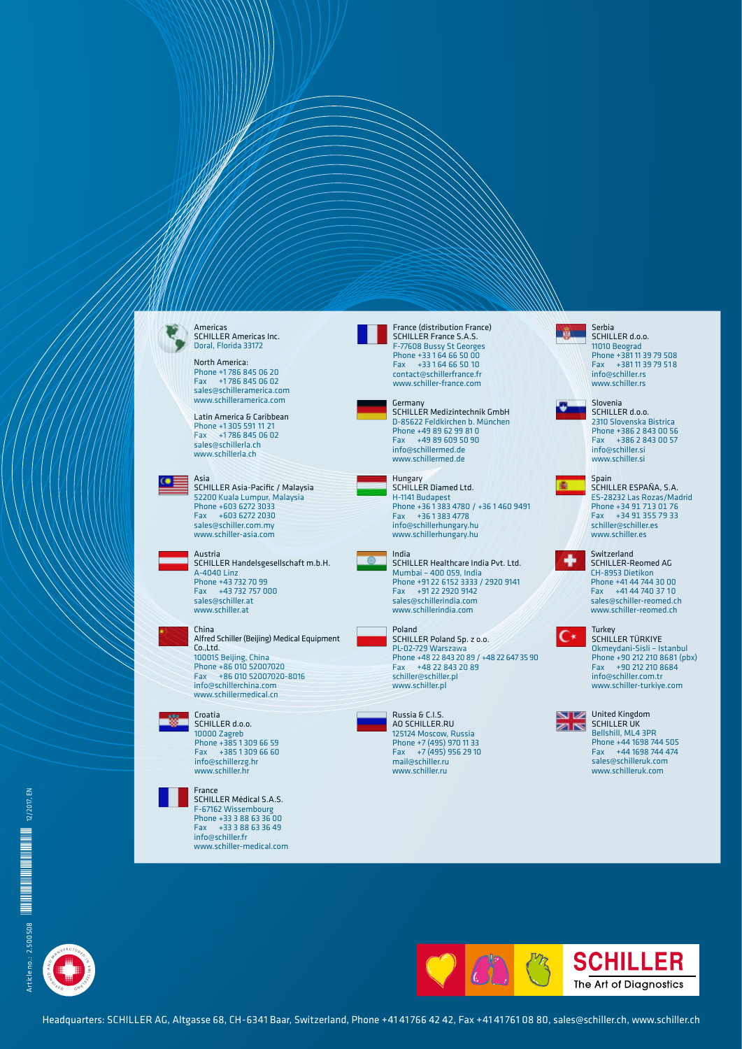Americas
SCHILLER Americas Inc.
Doral, Florida 33172

North America:
Phone +1 786 845 06 20
Fax +1 786 845 06 02
sales@schilleramerica.com
www.schilleramerica.com

Latin America & Caribbean
Phone +1 305 591 11 21
Fax +1 786 845 06 02
sales@schillerla.ch
www.schillerla.ch

Asia
SCHILLER Asia-Pacific / Malaysia
52200 Kuala Lumpur, Malaysia
Phone +603 6272 3033
Fax +603 6272 2030
sales@schiller.com.my
www.schiller-asia.com

Austria
SCHILLER Handelsgesellschaft m.b.H.
A-4040 Linz
Phone +43 732 70 99
Fax +43 732 757 000
sales@schiller.at
www.schiller.at

China
Alfred Schiller (Beijing) Medical Equipment Co.,Ltd.
100015 Beijing, China
Phone +86 010 52007020
Fax +86 010 52007020-8016
info@schillerchina.com
www.schillermedical.cn

Croatia
SCHILLER d.o.o.
10000 Zagreb
Phone +385 1 309 66 59
Fax +385 1 309 66 60
info@schillerzg.hr
www.schiller.hr

France
SCHILLER Médical S.A.S.
F-67162 Wissembourg
Phone +33 3 88 63 36 00
Fax +33 3 88 63 36 49
info@schiller.fr
www.schiller-medical.com

France (distribution France)
SCHILLER France S.A.S.
F-77608 Bussy St Georges
Phone +33 1 64 66 50 00
Fax +33 1 64 66 50 10
contact@schillerfrance.fr
www.schiller-france.com

Germany
SCHILLER Medizintechnik GmbH
D-85622 Feldkirchen b. München
Phone +49 89 62 99 81 0
Fax +49 89 609 50 90
info@schillermed.de
www.schillermed.de

Hungary
SCHILLER Diamed Ltd.
H-1141 Budapest
Phone +36 1 383 4780 / +36 1 460 9491
Fax +36 1 383 4778
info@schillerhungary.hu
www.schillerhungary.hu

India
SCHILLER Healthcare India Pvt. Ltd.
Mumbai – 400 059, India
Phone +91 22 6152 3333 / 2920 9141
Fax +91 22 2920 9142
sales@schillerindia.com
www.schillerindia.com

Poland
SCHILLER Poland Sp. z o.o.
PL-02-729 Warszawa
Phone +48 22 843 20 89 / +48 22 647 35 90
Fax +48 22 843 20 89
schiller@schiller.pl
www.schiller.pl

Russia & C.I.S.
AO SCHILLER.RU
125124 Moscow, Russia
Phone +7 (495) 970 11 33
Fax +7 (495) 956 29 10
mail@schiller.ru
www.schiller.ru

Serbia
SCHILLER d.o.o.
11010 Beograd
Phone +381 11 39 79 508
Fax +381 11 39 79 518
info@schiller.rs
www.schiller.rs

Slovenia
SCHILLER d.o.o.
2310 Slovenska Bistrica
Phone +386 2 843 00 56
Fax +386 2 843 00 57
info@schiller.si
www.schiller.si

Spain
SCHILLER ESPAÑA, S.A.
ES-28232 Las Rozas/Madrid
Phone +34 91 713 01 76
Fax +34 91 355 79 33
schiller@schiller.es
www.schiller.es

Switzerland
SCHILLER-Reomed AG
CH-8953 Dietikon
Phone +41 44 744 30 00
Fax +41 44 740 37 10
sales@schiller-reomed.ch
www.schiller-reomed.ch

Turkey
SCHILLER TÜRKIYE
Okmeydani-Sisli – Istanbul
Phone +90 212 210 8681 (pbx)
Fax +90 212 210 8684
info@schiller.com.tr
www.schiller-turkiye.com

United Kingdom
SCHILLER UK
Bellshill, ML4 3PR
Phone +44 1698 744 505
Fax +44 1698 744 474
sales@schilleruk.com
www.schilleruk.com

Article no.: 2.500508 12/2017, EN

SCHILLER
The Art of Diagnostics

Headquarters: SCHILLER AG, Altgasse 68, CH-6341 Baar, Switzerland, Phone +41 41 766 42 42, Fax +41 41 761 08 80, sales@schiller.ch, www.schiller.ch